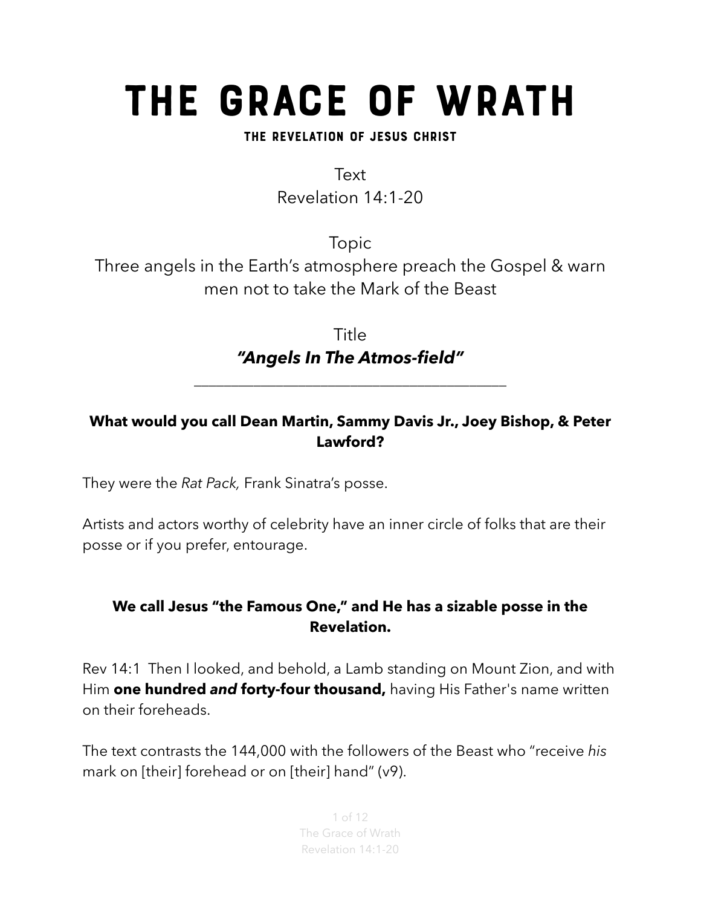# THE GRACE OF WRATH

### THE REVELATION OF JESUS CHRIST

Text
Revelation 14:1-20

Topic
Three angels in the Earth's atmosphere preach the Gospel & warn men not to take the Mark of the Beast

Title
***"Angels In The Atmos-field"***

---

**What would you call Dean Martin, Sammy Davis Jr., Joey Bishop, & Peter Lawford?**

They were the *Rat Pack,* Frank Sinatra's posse.

Artists and actors worthy of celebrity have an inner circle of folks that are their posse or if you prefer, entourage.

**We call Jesus "the Famous One," and He has a sizable posse in the Revelation.**

Rev 14:1 Then I looked, and behold, a Lamb standing on Mount Zion, and with Him **one hundred *and* forty-four thousand,** having His Father's name written on their foreheads.

The text contrasts the 144,000 with the followers of the Beast who "receive *his* mark on [their] forehead or on [their] hand" (v9).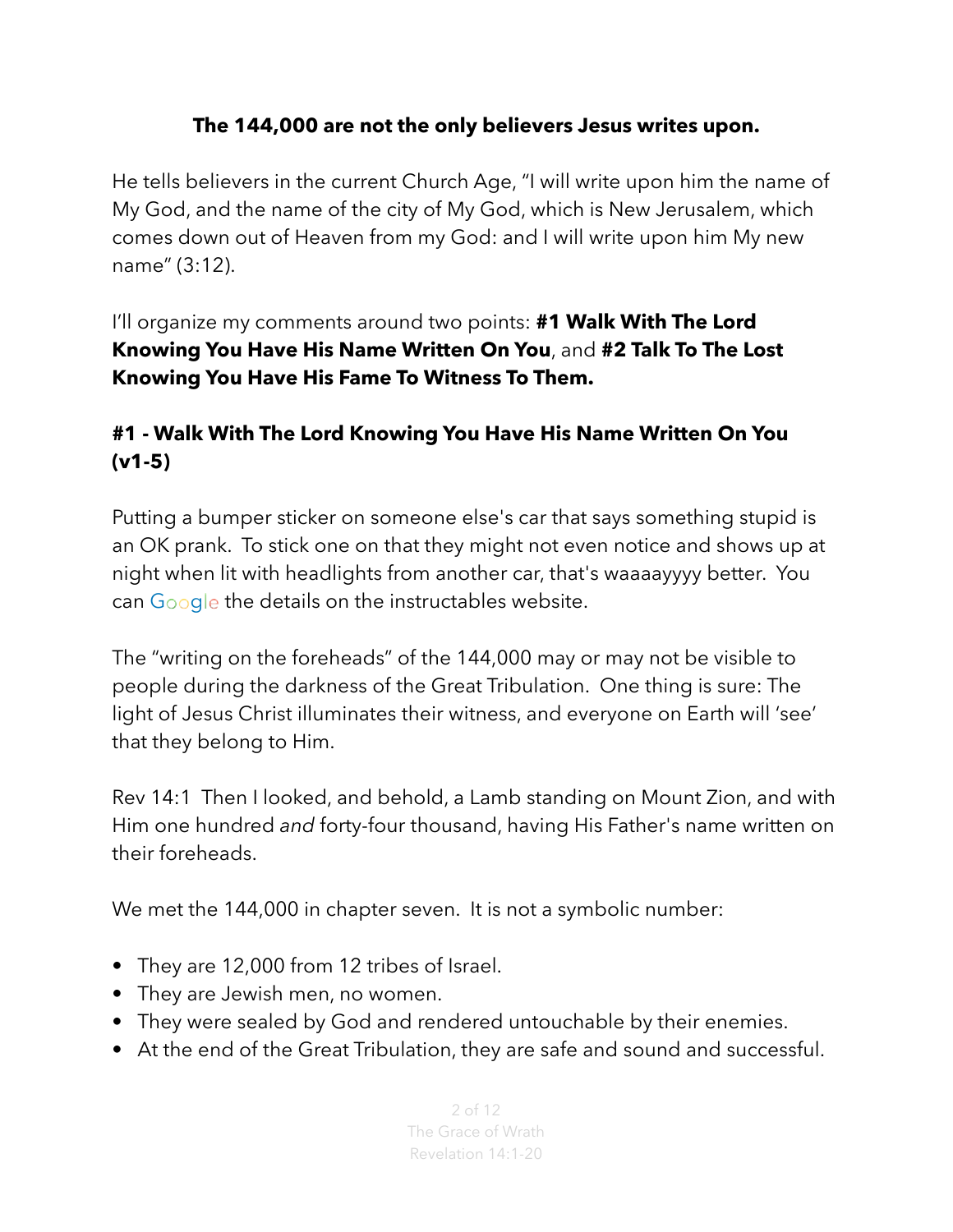**The 144,000 are not the only believers Jesus writes upon.**

He tells believers in the current Church Age, "I will write upon him the name of My God, and the name of the city of My God, which is New Jerusalem, which comes down out of Heaven from my God: and I will write upon him My new name" (3:12).

I'll organize my comments around two points: **#1 Walk With The Lord Knowing You Have His Name Written On You**, and **#2 Talk To The Lost Knowing You Have His Fame To Witness To Them.**

### #1 - Walk With The Lord Knowing You Have His Name Written On You (v1-5)

Putting a bumper sticker on someone else's car that says something stupid is an OK prank. To stick one on that they might not even notice and shows up at night when lit with headlights from another car, that's waaaayyyy better. You can Google the details on the instructables website.

The "writing on the foreheads" of the 144,000 may or may not be visible to people during the darkness of the Great Tribulation. One thing is sure: The light of Jesus Christ illuminates their witness, and everyone on Earth will 'see' that they belong to Him.

Rev 14:1 Then I looked, and behold, a Lamb standing on Mount Zion, and with Him one hundred *and* forty-four thousand, having His Father's name written on their foreheads.

We met the 144,000 in chapter seven. It is not a symbolic number:

- They are 12,000 from 12 tribes of Israel.
- They are Jewish men, no women.
- They were sealed by God and rendered untouchable by their enemies.
- At the end of the Great Tribulation, they are safe and sound and successful.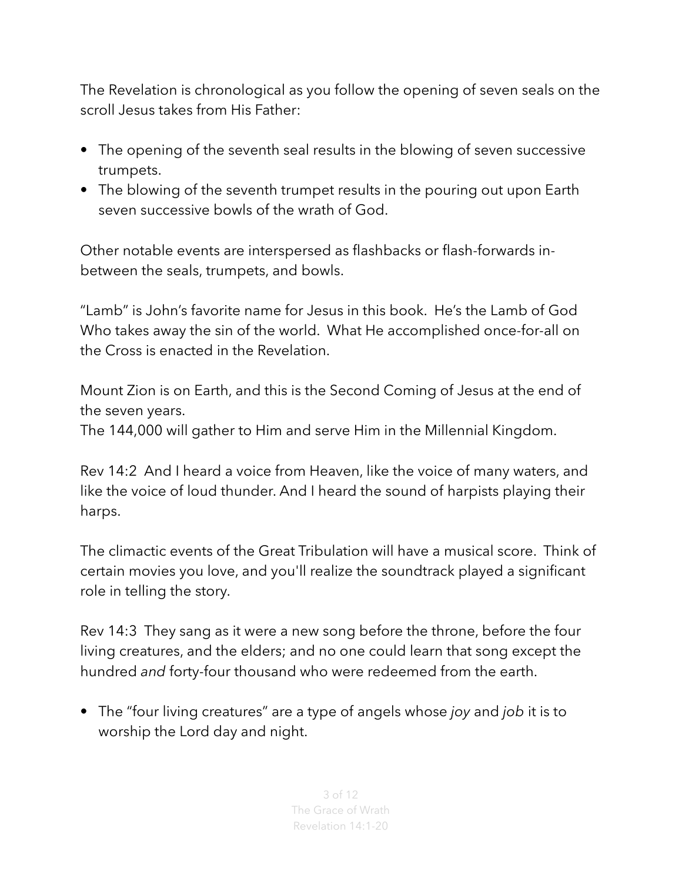The Revelation is chronological as you follow the opening of seven seals on the scroll Jesus takes from His Father:

- The opening of the seventh seal results in the blowing of seven successive trumpets.
- The blowing of the seventh trumpet results in the pouring out upon Earth seven successive bowls of the wrath of God.

Other notable events are interspersed as flashbacks or flash-forwards in-between the seals, trumpets, and bowls.

"Lamb" is John's favorite name for Jesus in this book. He's the Lamb of God Who takes away the sin of the world. What He accomplished once-for-all on the Cross is enacted in the Revelation.

Mount Zion is on Earth, and this is the Second Coming of Jesus at the end of the seven years.
The 144,000 will gather to Him and serve Him in the Millennial Kingdom.

Rev 14:2 And I heard a voice from Heaven, like the voice of many waters, and like the voice of loud thunder. And I heard the sound of harpists playing their harps.

The climactic events of the Great Tribulation will have a musical score. Think of certain movies you love, and you'll realize the soundtrack played a significant role in telling the story.

Rev 14:3 They sang as it were a new song before the throne, before the four living creatures, and the elders; and no one could learn that song except the hundred *and* forty-four thousand who were redeemed from the earth.

- The "four living creatures" are a type of angels whose *joy* and *job* it is to worship the Lord day and night.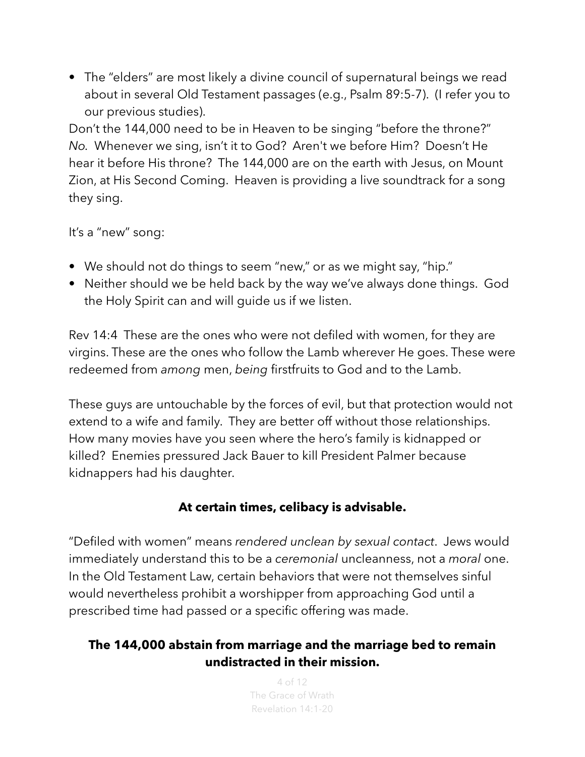- The "elders" are most likely a divine council of supernatural beings we read about in several Old Testament passages (e.g., Psalm 89:5-7). (I refer you to our previous studies).

Don't the 144,000 need to be in Heaven to be singing "before the throne?" *No.* Whenever we sing, isn't it to God? Aren't we before Him? Doesn't He hear it before His throne? The 144,000 are on the earth with Jesus, on Mount Zion, at His Second Coming. Heaven is providing a live soundtrack for a song they sing.

It's a "new" song:

- We should not do things to seem "new," or as we might say, "hip."
- Neither should we be held back by the way we've always done things. God the Holy Spirit can and will guide us if we listen.

Rev 14:4 These are the ones who were not defiled with women, for they are virgins. These are the ones who follow the Lamb wherever He goes. These were redeemed from *among* men, *being* firstfruits to God and to the Lamb.

These guys are untouchable by the forces of evil, but that protection would not extend to a wife and family. They are better off without those relationships. How many movies have you seen where the hero's family is kidnapped or killed? Enemies pressured Jack Bauer to kill President Palmer because kidnappers had his daughter.

**At certain times, celibacy is advisable.**

"Defiled with women" means *rendered unclean by sexual contact*. Jews would immediately understand this to be a *ceremonial* uncleanness, not a *moral* one. In the Old Testament Law, certain behaviors that were not themselves sinful would nevertheless prohibit a worshipper from approaching God until a prescribed time had passed or a specific offering was made.

**The 144,000 abstain from marriage and the marriage bed to remain undistracted in their mission.**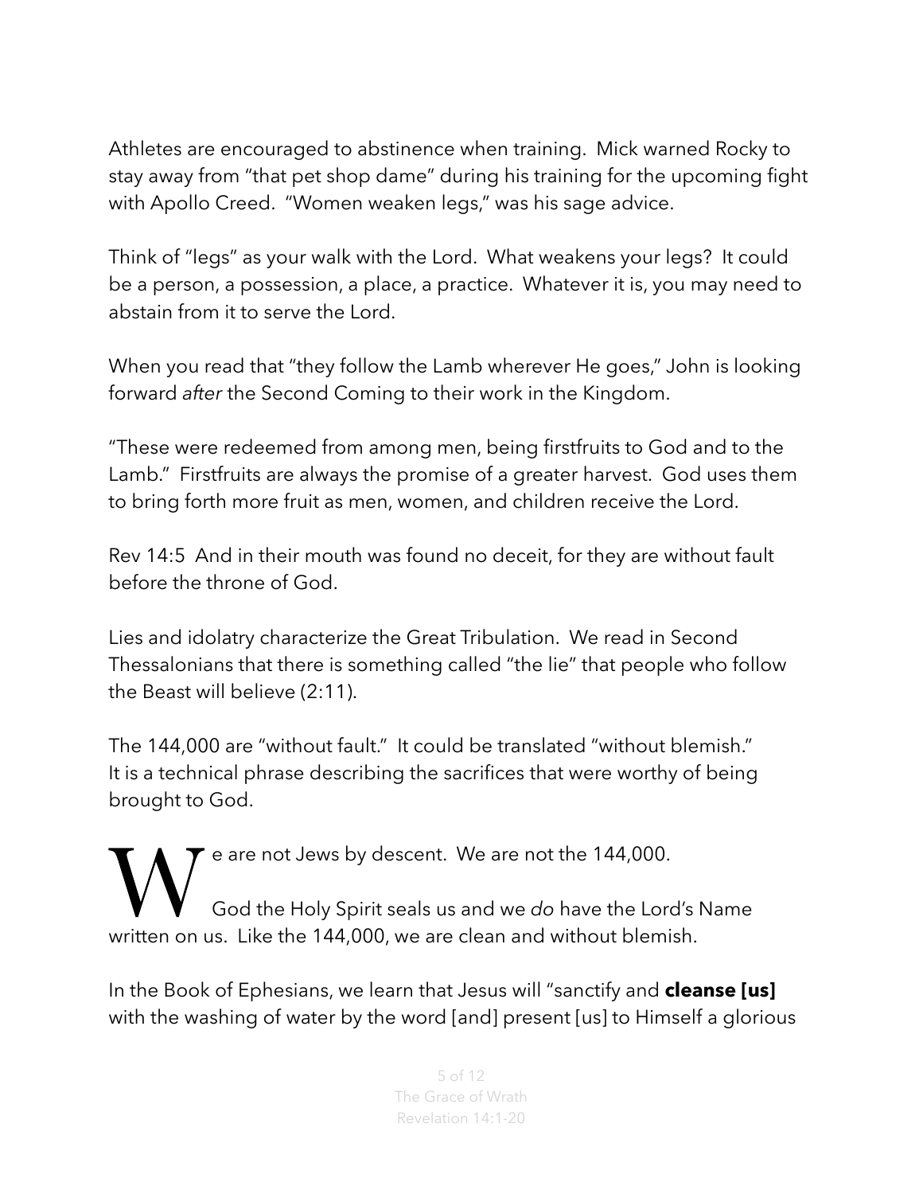Athletes are encouraged to abstinence when training. Mick warned Rocky to stay away from "that pet shop dame" during his training for the upcoming fight with Apollo Creed. "Women weaken legs," was his sage advice.

Think of "legs" as your walk with the Lord. What weakens your legs? It could be a person, a possession, a place, a practice. Whatever it is, you may need to abstain from it to serve the Lord.

When you read that "they follow the Lamb wherever He goes," John is looking forward *after* the Second Coming to their work in the Kingdom.

"These were redeemed from among men, being firstfruits to God and to the Lamb." Firstfruits are always the promise of a greater harvest. God uses them to bring forth more fruit as men, women, and children receive the Lord.

Rev 14:5 And in their mouth was found no deceit, for they are without fault before the throne of God.

Lies and idolatry characterize the Great Tribulation. We read in Second Thessalonians that there is something called "the lie" that people who follow the Beast will believe (2:11).

The 144,000 are "without fault." It could be translated "without blemish." It is a technical phrase describing the sacrifices that were worthy of being brought to God.

We are not Jews by descent. We are not the 144,000.

God the Holy Spirit seals us and we *do* have the Lord's Name written on us. Like the 144,000, we are clean and without blemish.

In the Book of Ephesians, we learn that Jesus will "sanctify and **cleanse [us]** with the washing of water by the word [and] present [us] to Himself a glorious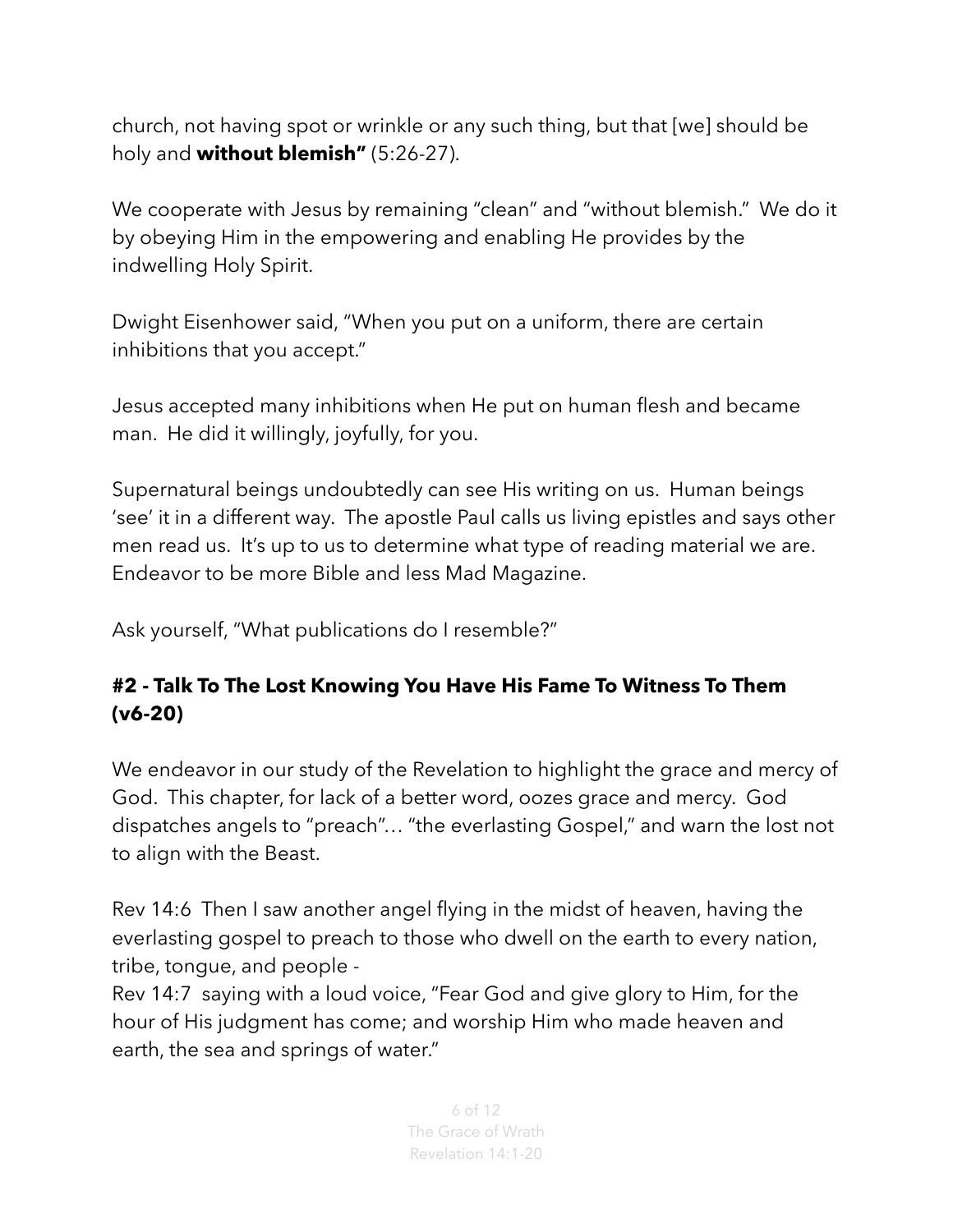church, not having spot or wrinkle or any such thing, but that [we] should be holy and **without blemish"** (5:26-27).

We cooperate with Jesus by remaining "clean" and "without blemish." We do it by obeying Him in the empowering and enabling He provides by the indwelling Holy Spirit.

Dwight Eisenhower said, "When you put on a uniform, there are certain inhibitions that you accept."

Jesus accepted many inhibitions when He put on human flesh and became man. He did it willingly, joyfully, for you.

Supernatural beings undoubtedly can see His writing on us. Human beings 'see' it in a different way. The apostle Paul calls us living epistles and says other men read us. It's up to us to determine what type of reading material we are. Endeavor to be more Bible and less Mad Magazine.

Ask yourself, "What publications do I resemble?"

### #2 - Talk To The Lost Knowing You Have His Fame To Witness To Them (v6-20)

We endeavor in our study of the Revelation to highlight the grace and mercy of God. This chapter, for lack of a better word, oozes grace and mercy. God dispatches angels to "preach"… "the everlasting Gospel," and warn the lost not to align with the Beast.

Rev 14:6 Then I saw another angel flying in the midst of heaven, having the everlasting gospel to preach to those who dwell on the earth to every nation, tribe, tongue, and people -
Rev 14:7 saying with a loud voice, "Fear God and give glory to Him, for the hour of His judgment has come; and worship Him who made heaven and earth, the sea and springs of water."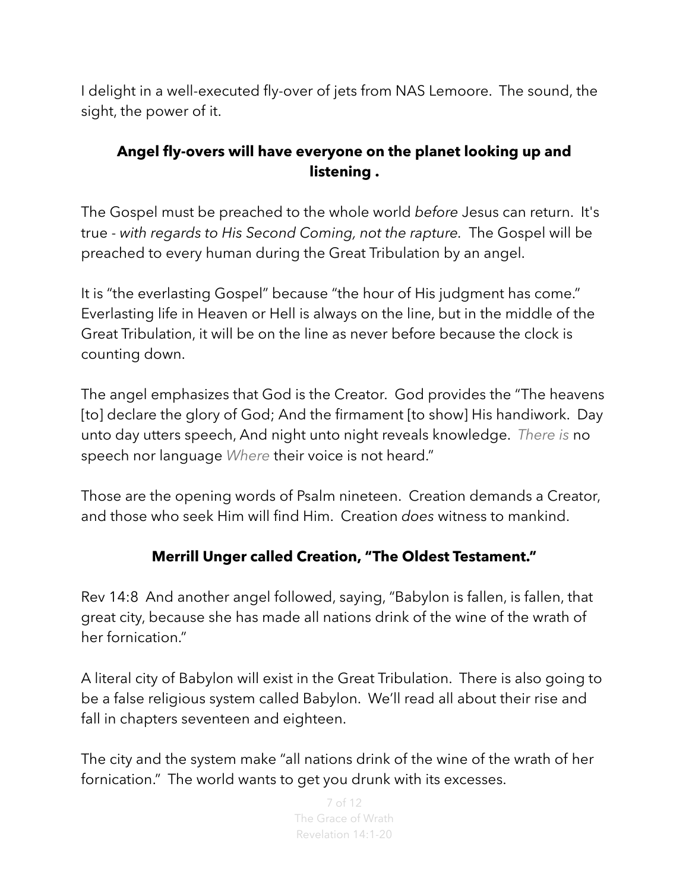I delight in a well-executed fly-over of jets from NAS Lemoore. The sound, the sight, the power of it.

**Angel fly-overs will have everyone on the planet looking up and listening .**

The Gospel must be preached to the whole world *before* Jesus can return. It's true - *with regards to His Second Coming, not the rapture*. The Gospel will be preached to every human during the Great Tribulation by an angel.

It is "the everlasting Gospel" because "the hour of His judgment has come." Everlasting life in Heaven or Hell is always on the line, but in the middle of the Great Tribulation, it will be on the line as never before because the clock is counting down.

The angel emphasizes that God is the Creator. God provides the "The heavens [to] declare the glory of God; And the firmament [to show] His handiwork. Day unto day utters speech, And night unto night reveals knowledge. *There is* no speech nor language *Where* their voice is not heard."

Those are the opening words of Psalm nineteen. Creation demands a Creator, and those who seek Him will find Him. Creation *does* witness to mankind.

**Merrill Unger called Creation, "The Oldest Testament."**

Rev 14:8 And another angel followed, saying, "Babylon is fallen, is fallen, that great city, because she has made all nations drink of the wine of the wrath of her fornication."

A literal city of Babylon will exist in the Great Tribulation. There is also going to be a false religious system called Babylon. We'll read all about their rise and fall in chapters seventeen and eighteen.

The city and the system make "all nations drink of the wine of the wrath of her fornication." The world wants to get you drunk with its excesses.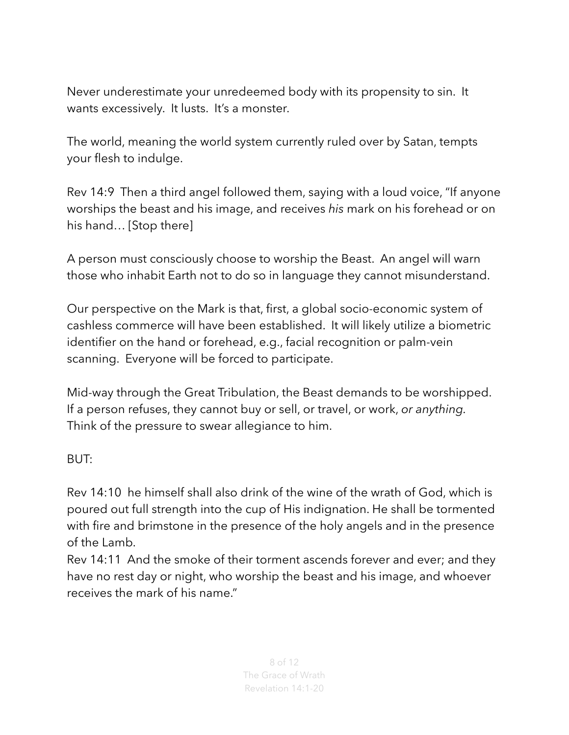Never underestimate your unredeemed body with its propensity to sin. It wants excessively. It lusts. It's a monster.

The world, meaning the world system currently ruled over by Satan, tempts your flesh to indulge.

Rev 14:9 Then a third angel followed them, saying with a loud voice, "If anyone worships the beast and his image, and receives *his* mark on his forehead or on his hand… [Stop there]

A person must consciously choose to worship the Beast. An angel will warn those who inhabit Earth not to do so in language they cannot misunderstand.

Our perspective on the Mark is that, first, a global socio-economic system of cashless commerce will have been established. It will likely utilize a biometric identifier on the hand or forehead, e.g., facial recognition or palm-vein scanning. Everyone will be forced to participate.

Mid-way through the Great Tribulation, the Beast demands to be worshipped. If a person refuses, they cannot buy or sell, or travel, or work, *or anything*. Think of the pressure to swear allegiance to him.

BUT:

Rev 14:10 he himself shall also drink of the wine of the wrath of God, which is poured out full strength into the cup of His indignation. He shall be tormented with fire and brimstone in the presence of the holy angels and in the presence of the Lamb.
Rev 14:11 And the smoke of their torment ascends forever and ever; and they have no rest day or night, who worship the beast and his image, and whoever receives the mark of his name."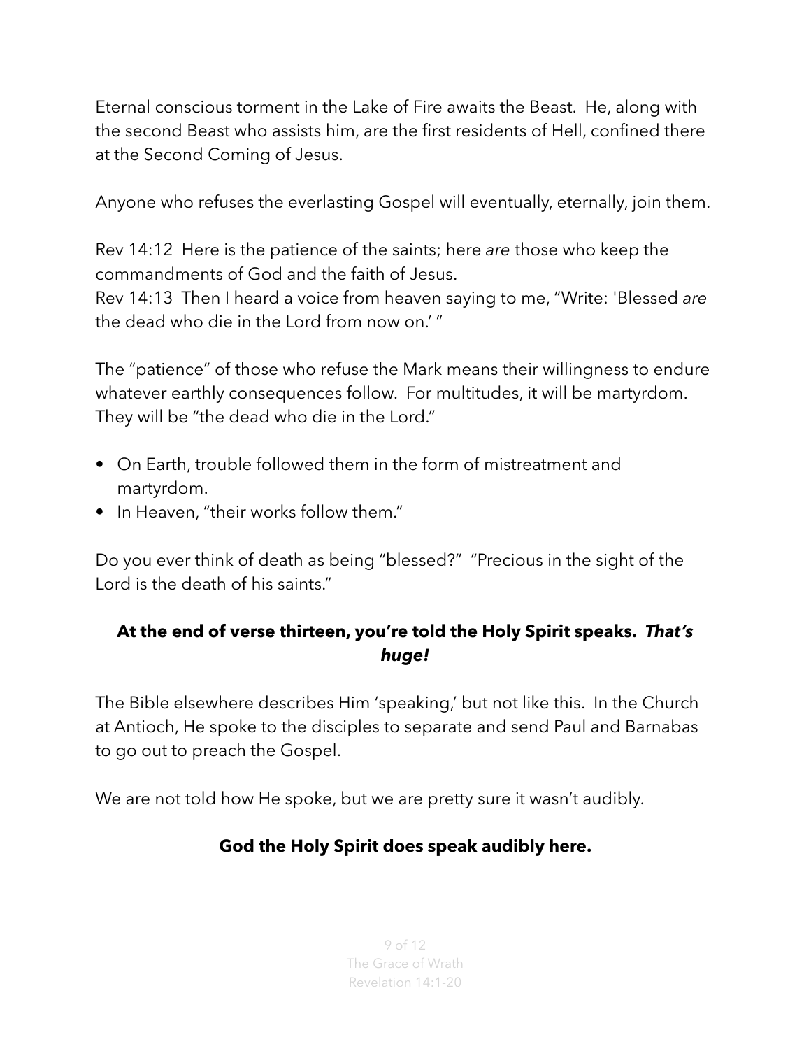Eternal conscious torment in the Lake of Fire awaits the Beast. He, along with the second Beast who assists him, are the first residents of Hell, confined there at the Second Coming of Jesus.

Anyone who refuses the everlasting Gospel will eventually, eternally, join them.

Rev 14:12 Here is the patience of the saints; here *are* those who keep the commandments of God and the faith of Jesus.
Rev 14:13 Then I heard a voice from heaven saying to me, "Write: 'Blessed *are* the dead who die in the Lord from now on.' "

The "patience" of those who refuse the Mark means their willingness to endure whatever earthly consequences follow. For multitudes, it will be martyrdom. They will be "the dead who die in the Lord."

- On Earth, trouble followed them in the form of mistreatment and martyrdom.
- In Heaven, "their works follow them."

Do you ever think of death as being "blessed?" "Precious in the sight of the Lord is the death of his saints."

**At the end of verse thirteen, you're told the Holy Spirit speaks. *That's huge!***

The Bible elsewhere describes Him 'speaking,' but not like this. In the Church at Antioch, He spoke to the disciples to separate and send Paul and Barnabas to go out to preach the Gospel.

We are not told how He spoke, but we are pretty sure it wasn't audibly.

**God the Holy Spirit does speak audibly here.**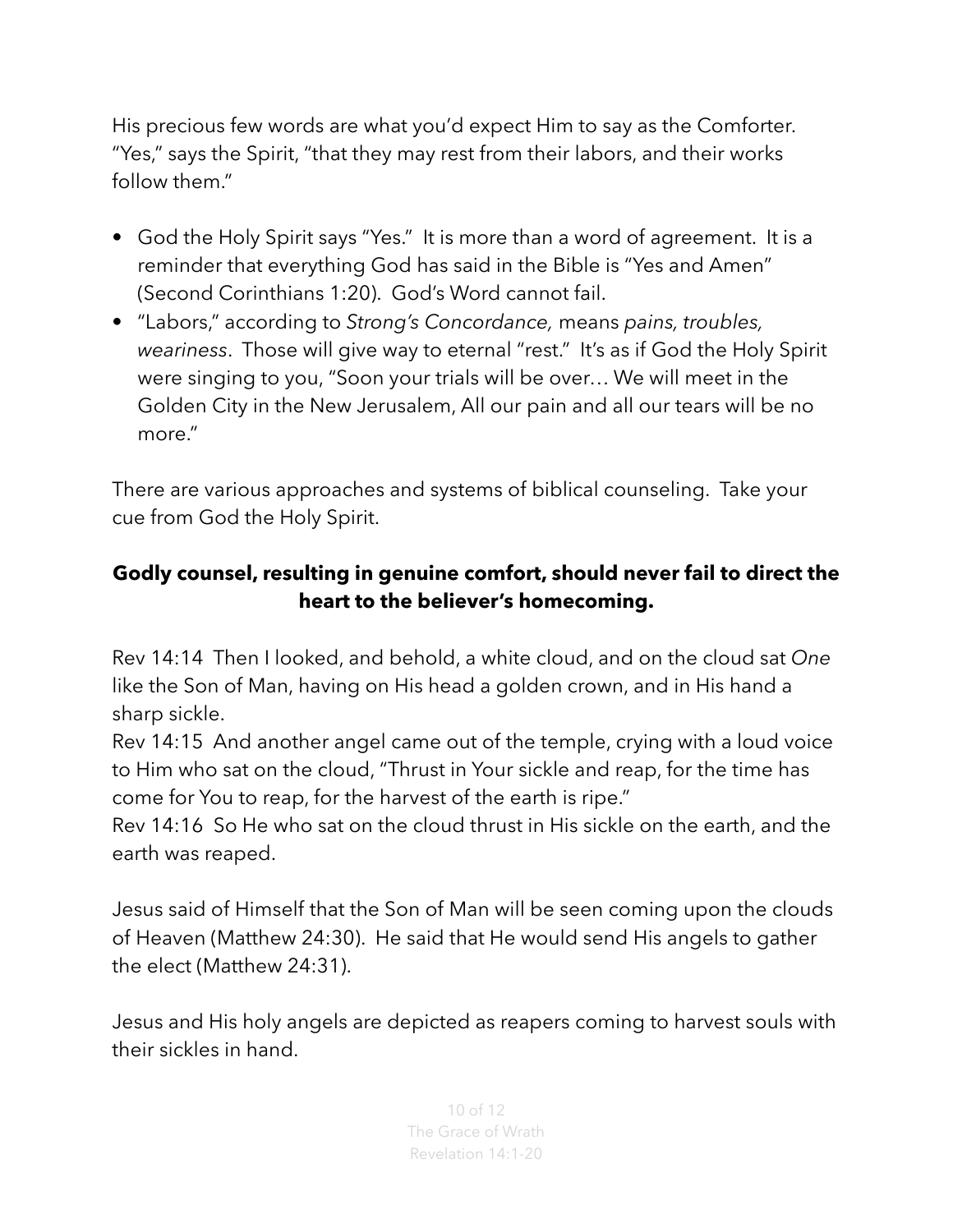His precious few words are what you'd expect Him to say as the Comforter. "Yes," says the Spirit, "that they may rest from their labors, and their works follow them."

- God the Holy Spirit says "Yes." It is more than a word of agreement. It is a reminder that everything God has said in the Bible is "Yes and Amen" (Second Corinthians 1:20). God's Word cannot fail.
- "Labors," according to *Strong's Concordance,* means *pains, troubles, weariness*. Those will give way to eternal "rest." It's as if God the Holy Spirit were singing to you, "Soon your trials will be over… We will meet in the Golden City in the New Jerusalem, All our pain and all our tears will be no more."

There are various approaches and systems of biblical counseling. Take your cue from God the Holy Spirit.

**Godly counsel, resulting in genuine comfort, should never fail to direct the heart to the believer's homecoming.**

Rev 14:14 Then I looked, and behold, a white cloud, and on the cloud sat *One* like the Son of Man, having on His head a golden crown, and in His hand a sharp sickle.
Rev 14:15 And another angel came out of the temple, crying with a loud voice to Him who sat on the cloud, "Thrust in Your sickle and reap, for the time has come for You to reap, for the harvest of the earth is ripe."
Rev 14:16 So He who sat on the cloud thrust in His sickle on the earth, and the earth was reaped.

Jesus said of Himself that the Son of Man will be seen coming upon the clouds of Heaven (Matthew 24:30). He said that He would send His angels to gather the elect (Matthew 24:31).

Jesus and His holy angels are depicted as reapers coming to harvest souls with their sickles in hand.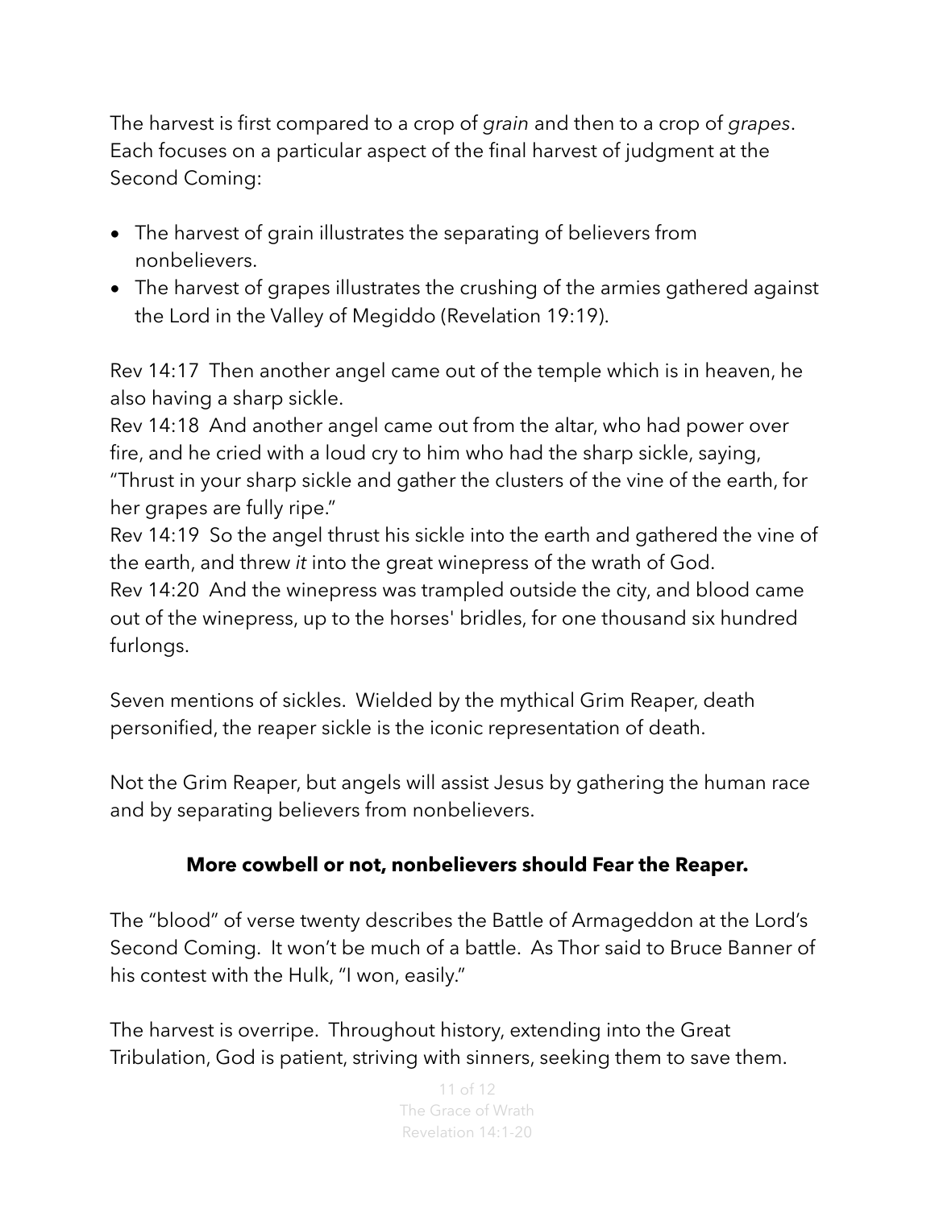The harvest is first compared to a crop of *grain* and then to a crop of *grapes*. Each focuses on a particular aspect of the final harvest of judgment at the Second Coming:

- The harvest of grain illustrates the separating of believers from nonbelievers.
- The harvest of grapes illustrates the crushing of the armies gathered against the Lord in the Valley of Megiddo (Revelation 19:19).

Rev 14:17 Then another angel came out of the temple which is in heaven, he also having a sharp sickle.
Rev 14:18 And another angel came out from the altar, who had power over fire, and he cried with a loud cry to him who had the sharp sickle, saying, "Thrust in your sharp sickle and gather the clusters of the vine of the earth, for her grapes are fully ripe."
Rev 14:19 So the angel thrust his sickle into the earth and gathered the vine of the earth, and threw *it* into the great winepress of the wrath of God.
Rev 14:20 And the winepress was trampled outside the city, and blood came out of the winepress, up to the horses' bridles, for one thousand six hundred furlongs.

Seven mentions of sickles. Wielded by the mythical Grim Reaper, death personified, the reaper sickle is the iconic representation of death.

Not the Grim Reaper, but angels will assist Jesus by gathering the human race and by separating believers from nonbelievers.

**More cowbell or not, nonbelievers should Fear the Reaper.**

The "blood" of verse twenty describes the Battle of Armageddon at the Lord's Second Coming. It won't be much of a battle. As Thor said to Bruce Banner of his contest with the Hulk, "I won, easily."

The harvest is overripe. Throughout history, extending into the Great Tribulation, God is patient, striving with sinners, seeking them to save them.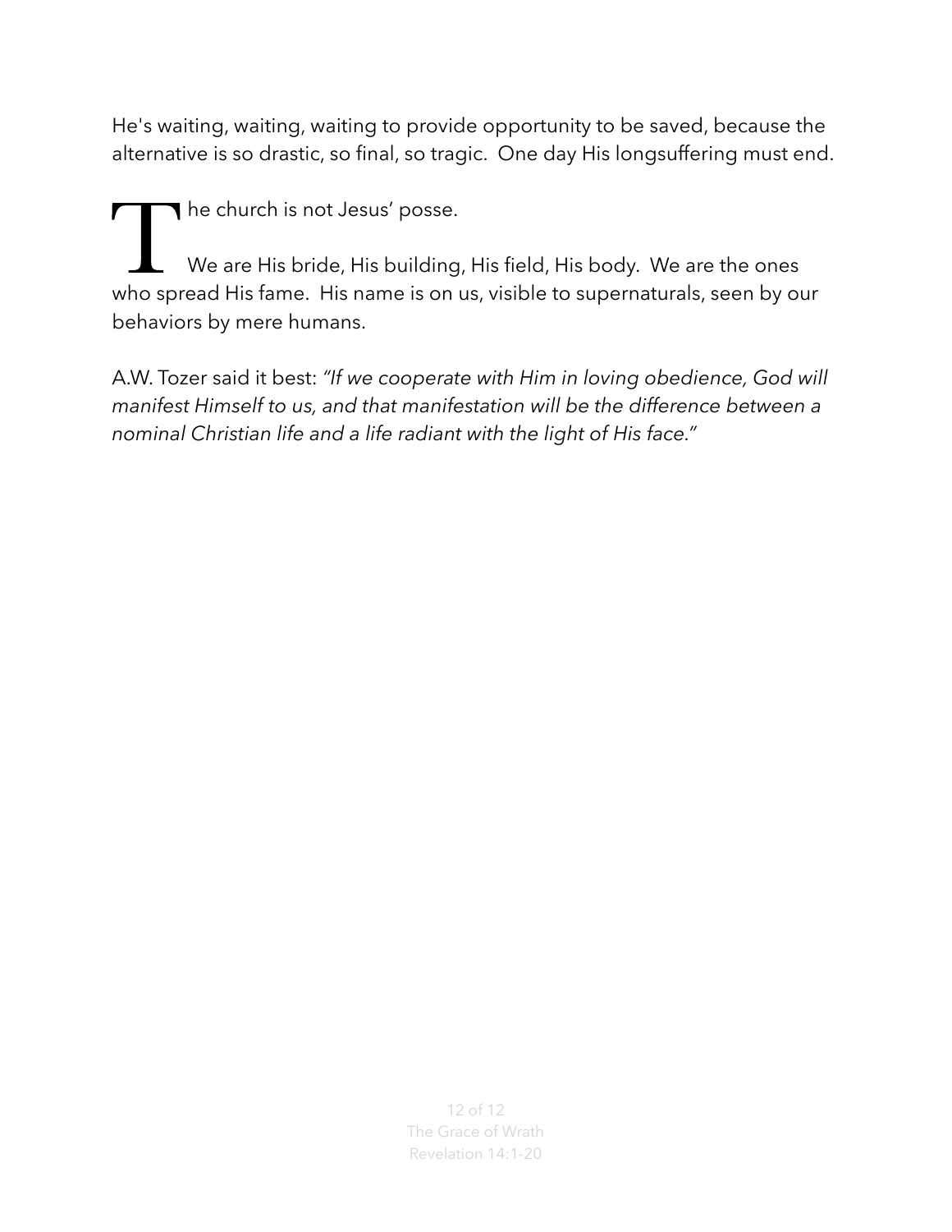He's waiting, waiting, waiting to provide opportunity to be saved, because the alternative is so drastic, so final, so tragic. One day His longsuffering must end.

The church is not Jesus' posse.

We are His bride, His building, His field, His body. We are the ones who spread His fame. His name is on us, visible to supernaturals, seen by our behaviors by mere humans.

A.W. Tozer said it best: *"If we cooperate with Him in loving obedience, God will manifest Himself to us, and that manifestation will be the difference between a nominal Christian life and a life radiant with the light of His face."*